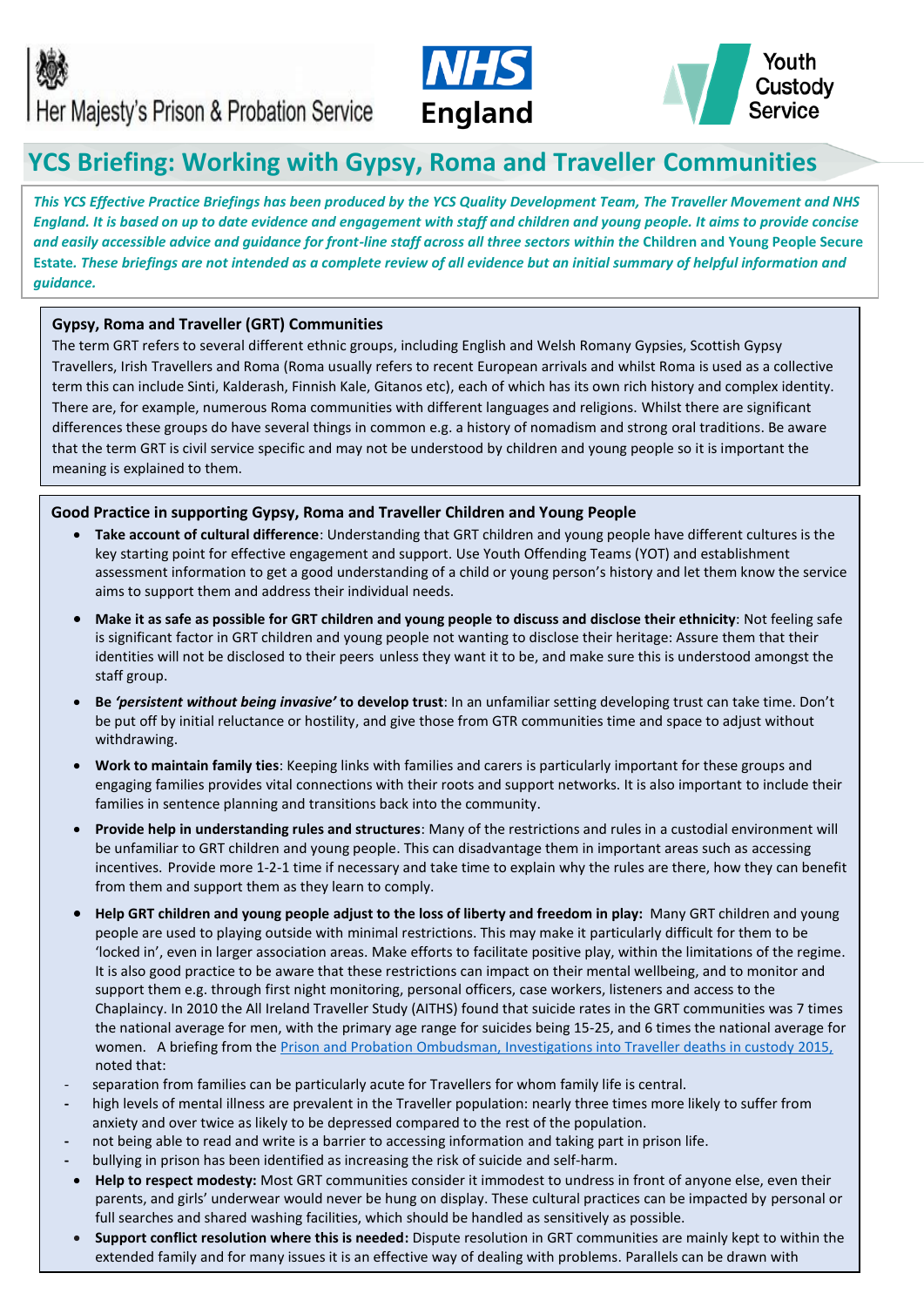Her Majesty's Prison & Probation Service

NHS England

Youth Custody Service

# YCS Briefing: Working with Gypsy, Roma and Traveller Communities

***This YCS Effective Practice Briefings has been produced by the YCS Quality Development Team, The Traveller Movement and NHS England. It is based on up to date evidence and engagement with staff and children and young people. It aims to provide concise and easily accessible advice and guidance for front-line staff across all three sectors within the Children and Young People Secure Estate. These briefings are not intended as a complete review of all evidence but an initial summary of helpful information and guidance.***

## Gypsy, Roma and Traveller (GRT) Communities

The term GRT refers to several different ethnic groups, including English and Welsh Romany Gypsies, Scottish Gypsy Travellers, Irish Travellers and Roma (Roma usually refers to recent European arrivals and whilst Roma is used as a collective term this can include Sinti, Kalderash, Finnish Kale, Gitanos etc), each of which has its own rich history and complex identity. There are, for example, numerous Roma communities with different languages and religions. Whilst there are significant differences these groups do have several things in common e.g. a history of nomadism and strong oral traditions. Be aware that the term GRT is civil service specific and may not be understood by children and young people so it is important the meaning is explained to them.

## Good Practice in supporting Gypsy, Roma and Traveller Children and Young People

- **Take account of cultural difference**: Understanding that GRT children and young people have different cultures is the key starting point for effective engagement and support. Use Youth Offending Teams (YOT) and establishment assessment information to get a good understanding of a child or young person's history and let them know the service aims to support them and address their individual needs.
- **Make it as safe as possible for GRT children and young people to discuss and disclose their ethnicity**: Not feeling safe is significant factor in GRT children and young people not wanting to disclose their heritage: Assure them that their identities will not be disclosed to their peers unless they want it to be, and make sure this is understood amongst the staff group.
- **Be *'persistent without being invasive'* to develop trust**: In an unfamiliar setting developing trust can take time. Don't be put off by initial reluctance or hostility, and give those from GTR communities time and space to adjust without withdrawing.
- **Work to maintain family ties**: Keeping links with families and carers is particularly important for these groups and engaging families provides vital connections with their roots and support networks. It is also important to include their families in sentence planning and transitions back into the community.
- **Provide help in understanding rules and structures**: Many of the restrictions and rules in a custodial environment will be unfamiliar to GRT children and young people. This can disadvantage them in important areas such as accessing incentives. Provide more 1-2-1 time if necessary and take time to explain why the rules are there, how they can benefit from them and support them as they learn to comply.
- **Help GRT children and young people adjust to the loss of liberty and freedom in play:** Many GRT children and young people are used to playing outside with minimal restrictions. This may make it particularly difficult for them to be 'locked in', even in larger association areas. Make efforts to facilitate positive play, within the limitations of the regime. It is also good practice to be aware that these restrictions can impact on their mental wellbeing, and to monitor and support them e.g. through first night monitoring, personal officers, case workers, listeners and access to the Chaplaincy. In 2010 the All Ireland Traveller Study (AITHS) found that suicide rates in the GRT communities was 7 times the national average for men, with the primary age range for suicides being 15-25, and 6 times the national average for women. A briefing from the [Prison and Probation Ombudsman, Investigations into Traveller deaths in custody 2015,]() noted that:
  - separation from families can be particularly acute for Travellers for whom family life is central.
  - high levels of mental illness are prevalent in the Traveller population: nearly three times more likely to suffer from anxiety and over twice as likely to be depressed compared to the rest of the population.
  - not being able to read and write is a barrier to accessing information and taking part in prison life.
  - bullying in prison has been identified as increasing the risk of suicide and self-harm.
- **Help to respect modesty:** Most GRT communities consider it immodest to undress in front of anyone else, even their parents, and girls' underwear would never be hung on display. These cultural practices can be impacted by personal or full searches and shared washing facilities, which should be handled as sensitively as possible.
- **Support conflict resolution where this is needed:** Dispute resolution in GRT communities are mainly kept to within the extended family and for many issues it is an effective way of dealing with problems. Parallels can be drawn with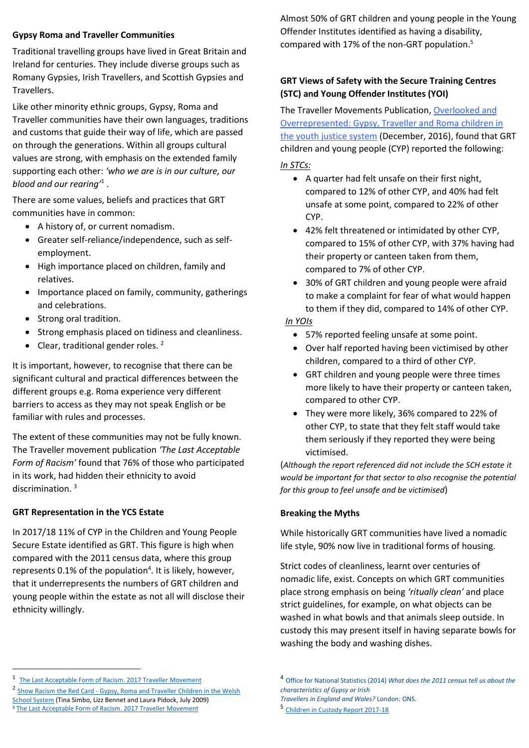## Gypsy Roma and Traveller Communities

Traditional travelling groups have lived in Great Britain and Ireland for centuries. They include diverse groups such as Romany Gypsies, Irish Travellers, and Scottish Gypsies and Travellers.

Like other minority ethnic groups, Gypsy, Roma and Traveller communities have their own languages, traditions and customs that guide their way of life, which are passed on through the generations. Within all groups cultural values are strong, with emphasis on the extended family supporting each other: *'who we are is in our culture, our blood and our rearing'*[1] .

There are some values, beliefs and practices that GRT communities have in common:

- A history of, or current nomadism.
- Greater self-reliance/independence, such as self-employment.
- High importance placed on children, family and relatives.
- Importance placed on family, community, gatherings and celebrations.
- Strong oral tradition.
- Strong emphasis placed on tidiness and cleanliness.
- Clear, traditional gender roles. [2]

It is important, however, to recognise that there can be significant cultural and practical differences between the different groups e.g. Roma experience very different barriers to access as they may not speak English or be familiar with rules and processes.

The extent of these communities may not be fully known. The Traveller movement publication *'The Last Acceptable Form of Racism'* found that 76% of those who participated in its work, had hidden their ethnicity to avoid discrimination. [3]

## GRT Representation in the YCS Estate

In 2017/18 11% of CYP in the Children and Young People Secure Estate identified as GRT. This figure is high when compared with the 2011 census data, where this group represents 0.1% of the population[4]. It is likely, however, that it underrepresents the numbers of GRT children and young people within the estate as not all will disclose their ethnicity willingly.

Almost 50% of GRT children and young people in the Young Offender Institutes identified as having a disability, compared with 17% of the non-GRT population.[5]

## GRT Views of Safety with the Secure Training Centres (STC) and Young Offender Institutes (YOI)

The Traveller Movements Publication, Overlooked and Overrepresented: Gypsy, Traveller and Roma children in the youth justice system (December, 2016), found that GRT children and young people (CYP) reported the following:

*In STCs:*

- A quarter had felt unsafe on their first night, compared to 12% of other CYP, and 40% had felt unsafe at some point, compared to 22% of other CYP.
- 42% felt threatened or intimidated by other CYP, compared to 15% of other CYP, with 37% having had their property or canteen taken from them, compared to 7% of other CYP.
- 30% of GRT children and young people were afraid to make a complaint for fear of what would happen to them if they did, compared to 14% of other CYP.

*In YOIs*

- 57% reported feeling unsafe at some point.
- Over half reported having been victimised by other children, compared to a third of other CYP.
- GRT children and young people were three times more likely to have their property or canteen taken, compared to other CYP.
- They were more likely, 36% compared to 22% of other CYP, to state that they felt staff would take them seriously if they reported they were being victimised.

(*Although the report referenced did not include the SCH estate it would be important for that sector to also recognise the potential for this group to feel unsafe and be victimised*)

## Breaking the Myths

While historically GRT communities have lived a nomadic life style, 90% now live in traditional forms of housing.

Strict codes of cleanliness, learnt over centuries of nomadic life, exist. Concepts on which GRT communities place strong emphasis on being *'ritually clean'* and place strict guidelines, for example, on what objects can be washed in what bowls and that animals sleep outside. In custody this may present itself in having separate bowls for washing the body and washing dishes.

---

[1] The Last Acceptable Form of Racism. 2017 Traveller Movement

[2] Show Racism the Red Card - Gypsy, Roma and Traveller Children in the Welsh School System (Tina Simbo, Lizz Bennet and Laura Pidock, July 2009)

[3] The Last Acceptable Form of Racism. 2017 Traveller Movement

[4] Office for National Statistics (2014) *What does the 2011 census tell us about the characteristics of Gypsy or Irish Travellers in England and Wales?* London: ONS.

[5] Children in Custody Report 2017-18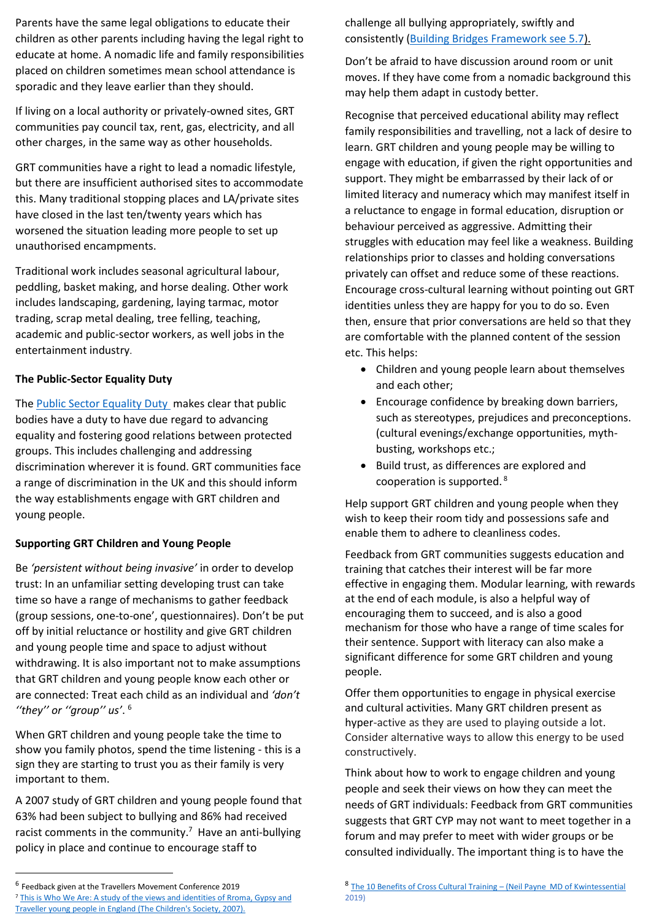Parents have the same legal obligations to educate their children as other parents including having the legal right to educate at home. A nomadic life and family responsibilities placed on children sometimes mean school attendance is sporadic and they leave earlier than they should.

If living on a local authority or privately-owned sites, GRT communities pay council tax, rent, gas, electricity, and all other charges, in the same way as other households.

GRT communities have a right to lead a nomadic lifestyle, but there are insufficient authorised sites to accommodate this. Many traditional stopping places and LA/private sites have closed in the last ten/twenty years which has worsened the situation leading more people to set up unauthorised encampments.

Traditional work includes seasonal agricultural labour, peddling, basket making, and horse dealing. Other work includes landscaping, gardening, laying tarmac, motor trading, scrap metal dealing, tree felling, teaching, academic and public-sector workers, as well jobs in the entertainment industry.

**The Public-Sector Equality Duty**

The Public Sector Equality Duty makes clear that public bodies have a duty to have due regard to advancing equality and fostering good relations between protected groups. This includes challenging and addressing discrimination wherever it is found. GRT communities face a range of discrimination in the UK and this should inform the way establishments engage with GRT children and young people.

**Supporting GRT Children and Young People**

Be *'persistent without being invasive'* in order to develop trust: In an unfamiliar setting developing trust can take time so have a range of mechanisms to gather feedback (group sessions, one-to-one', questionnaires). Don't be put off by initial reluctance or hostility and give GRT children and young people time and space to adjust without withdrawing. It is also important not to make assumptions that GRT children and young people know each other or are connected: Treat each child as an individual and *'don't ''they'' or ''group'' us'*.[6]

When GRT children and young people take the time to show you family photos, spend the time listening - this is a sign they are starting to trust you as their family is very important to them.

A 2007 study of GRT children and young people found that 63% had been subject to bullying and 86% had received racist comments in the community.[7] Have an anti-bullying policy in place and continue to encourage staff to challenge all bullying appropriately, swiftly and consistently (Building Bridges Framework see 5.7).

Don't be afraid to have discussion around room or unit moves. If they have come from a nomadic background this may help them adapt in custody better.

Recognise that perceived educational ability may reflect family responsibilities and travelling, not a lack of desire to learn. GRT children and young people may be willing to engage with education, if given the right opportunities and support. They might be embarrassed by their lack of or limited literacy and numeracy which may manifest itself in a reluctance to engage in formal education, disruption or behaviour perceived as aggressive. Admitting their struggles with education may feel like a weakness. Building relationships prior to classes and holding conversations privately can offset and reduce some of these reactions. Encourage cross-cultural learning without pointing out GRT identities unless they are happy for you to do so. Even then, ensure that prior conversations are held so that they are comfortable with the planned content of the session etc. This helps:

- Children and young people learn about themselves and each other;
- Encourage confidence by breaking down barriers, such as stereotypes, prejudices and preconceptions. (cultural evenings/exchange opportunities, myth-busting, workshops etc.;
- Build trust, as differences are explored and cooperation is supported.[8]

Help support GRT children and young people when they wish to keep their room tidy and possessions safe and enable them to adhere to cleanliness codes.

Feedback from GRT communities suggests education and training that catches their interest will be far more effective in engaging them. Modular learning, with rewards at the end of each module, is also a helpful way of encouraging them to succeed, and is also a good mechanism for those who have a range of time scales for their sentence. Support with literacy can also make a significant difference for some GRT children and young people.

Offer them opportunities to engage in physical exercise and cultural activities. Many GRT children present as hyper-active as they are used to playing outside a lot. Consider alternative ways to allow this energy to be used constructively.

Think about how to work to engage children and young people and seek their views on how they can meet the needs of GRT individuals: Feedback from GRT communities suggests that GRT CYP may not want to meet together in a forum and may prefer to meet with wider groups or be consulted individually. The important thing is to have the

---

[6] Feedback given at the Travellers Movement Conference 2019

[7] This is Who We Are: A study of the views and identities of Roma, Gypsy and Traveller young people in England (The Children's Society, 2007).

[8] The 10 Benefits of Cross Cultural Training – (Neil Payne MD of Kwintessential 2019)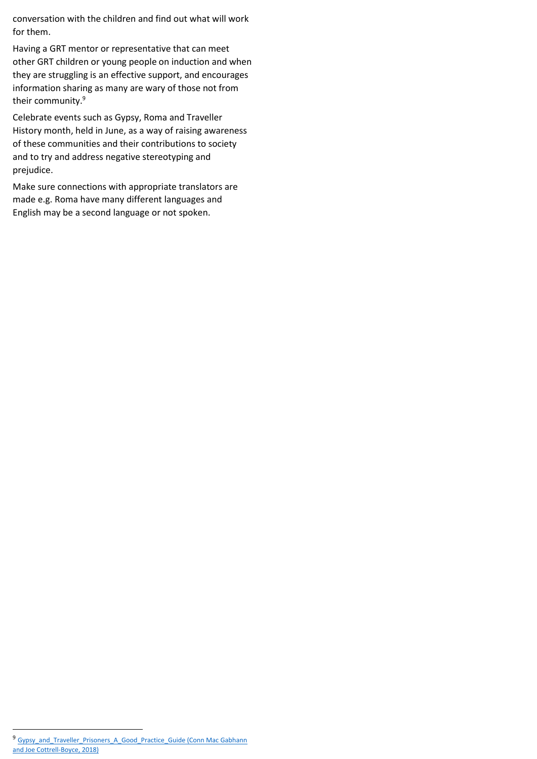conversation with the children and find out what will work for them.

Having a GRT mentor or representative that can meet other GRT children or young people on induction and when they are struggling is an effective support, and encourages information sharing as many are wary of those not from their community.[9]

Celebrate events such as Gypsy, Roma and Traveller History month, held in June, as a way of raising awareness of these communities and their contributions to society and to try and address negative stereotyping and prejudice.

Make sure connections with appropriate translators are made e.g. Roma have many different languages and English may be a second language or not spoken.

---

[9] Gypsy_and_Traveller_Prisoners_A_Good_Practice_Guide (Conn Mac Gabhann and Joe Cottrell-Boyce, 2018)